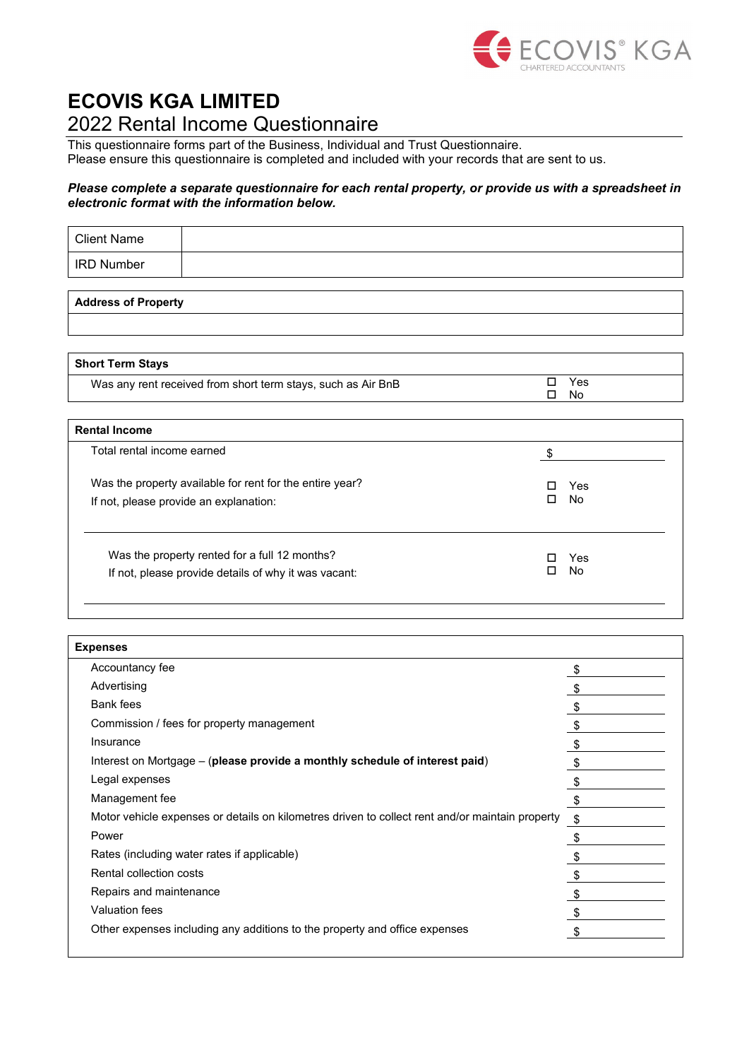# ECOVIS KGA LIMITED

## 2022 Rental Income Questionnaire

This questionnaire forms part of the Business, Individual and Trust Questionnaire.
Please ensure this questionnaire is completed and included with your records that are sent to us.

***Please complete a separate questionnaire for each rental property, or provide us with a spreadsheet in electronic format with the information below.***

| | |
|---|---|
| Client Name | |
| IRD Number | |

| **Address of Property** |
|---|
| |

| **Short Term Stays** | |
|---|---|
| Was any rent received from short term stays, such as Air BnB | ☐ Yes ☐ No |

| **Rental Income** | |
|---|---|
| Total rental income earned | $ |
| Was the property available for rent for the entire year?<br>If not, please provide an explanation: | ☐ Yes ☐ No |
| Was the property rented for a full 12 months?<br>If not, please provide details of why it was vacant: | ☐ Yes ☐ No |

| **Expenses** | |
|---|---|
| Accountancy fee | $ |
| Advertising | $ |
| Bank fees | $ |
| Commission / fees for property management | $ |
| Insurance | $ |
| Interest on Mortgage – (**please provide a monthly schedule of interest paid**) | $ |
| Legal expenses | $ |
| Management fee | $ |
| Motor vehicle expenses or details on kilometres driven to collect rent and/or maintain property | $ |
| Power | $ |
| Rates (including water rates if applicable) | $ |
| Rental collection costs | $ |
| Repairs and maintenance | $ |
| Valuation fees | $ |
| Other expenses including any additions to the property and office expenses | $ |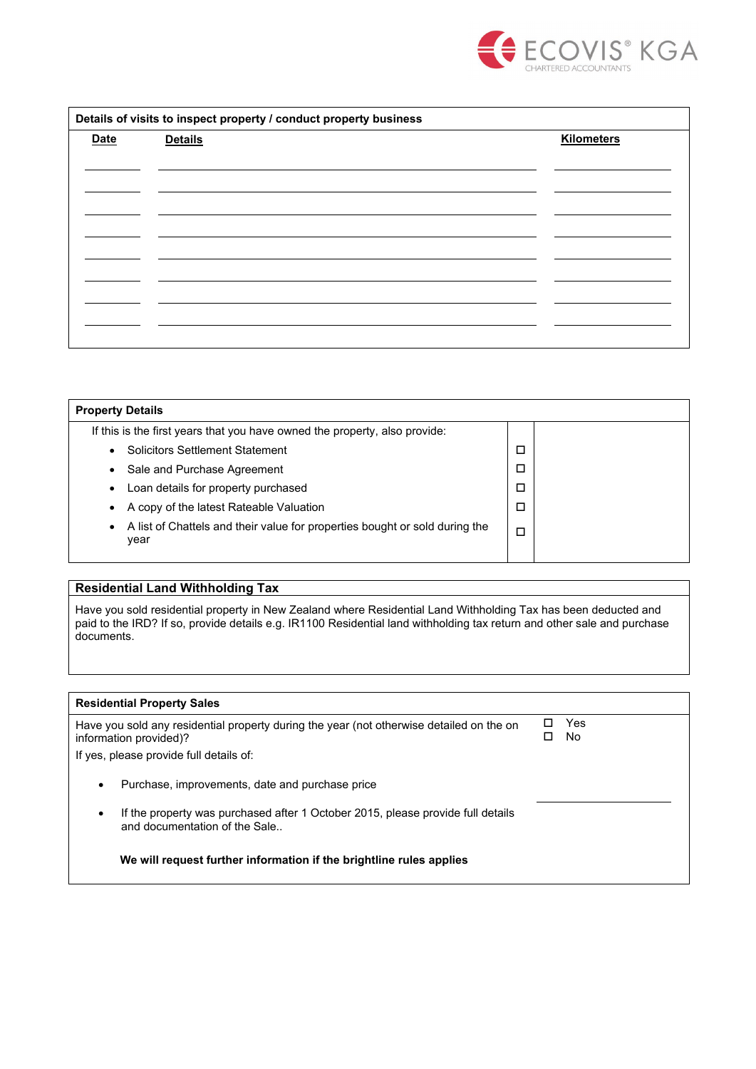## Details of visits to inspect property / conduct property business

| Date | Details | Kilometers |
| --- | --- | --- |
| | | |
| | | |
| | | |
| | | |
| | | |
| | | |
| | | |
| | | |

## Property Details

If this is the first years that you have owned the property, also provide:

- Solicitors Settlement Statement ☐
- Sale and Purchase Agreement ☐
- Loan details for property purchased ☐
- A copy of the latest Rateable Valuation ☐
- A list of Chattels and their value for properties bought or sold during the year ☐

## Residential Land Withholding Tax

Have you sold residential property in New Zealand where Residential Land Withholding Tax has been deducted and paid to the IRD? If so, provide details e.g. IR1100 Residential land withholding tax return and other sale and purchase documents.

## Residential Property Sales

Have you sold any residential property during the year (not otherwise detailed on the on information provided)?

☐ Yes
☐ No

If yes, please provide full details of:

- Purchase, improvements, date and purchase price
- If the property was purchased after 1 October 2015, please provide full details and documentation of the Sale..

**We will request further information if the brightline rules applies**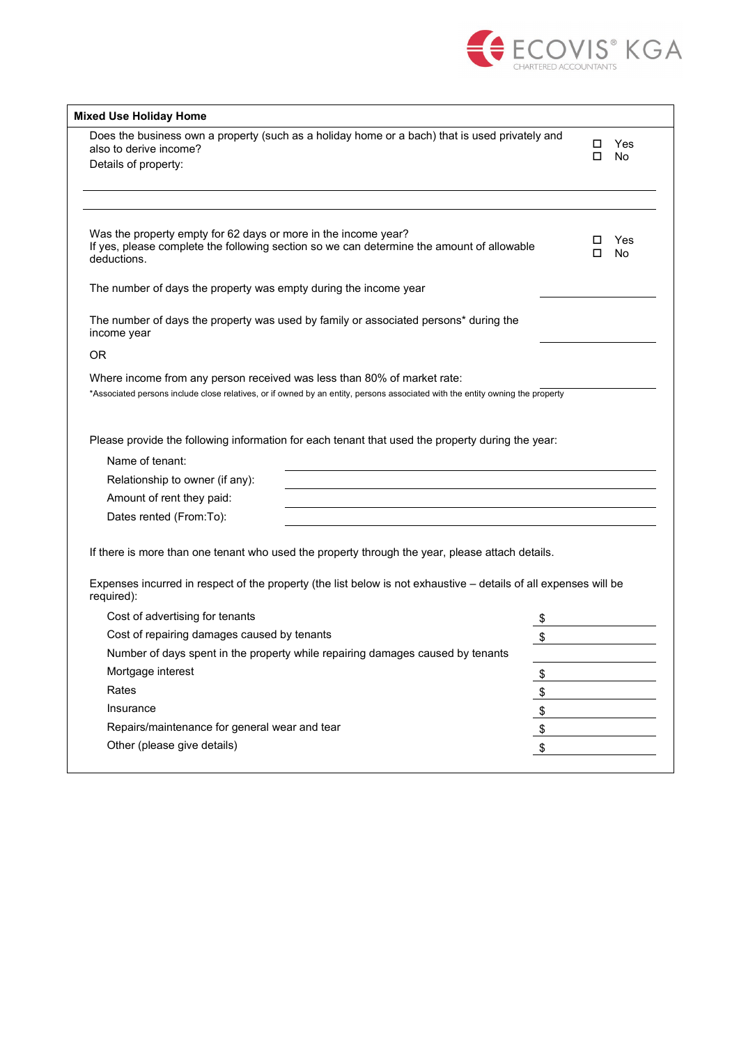## Mixed Use Holiday Home

Does the business own a property (such as a holiday home or a bach) that is used privately and also to derive income?

☐ Yes
☐ No

Details of property:

\_\_\_\_\_\_\_\_\_\_\_\_\_\_\_\_\_\_\_\_\_\_\_\_\_\_\_\_\_\_\_\_\_\_\_\_\_\_\_\_\_\_\_\_

\_\_\_\_\_\_\_\_\_\_\_\_\_\_\_\_\_\_\_\_\_\_\_\_\_\_\_\_\_\_\_\_\_\_\_\_\_\_\_\_\_\_\_\_

Was the property empty for 62 days or more in the income year?
If yes, please complete the following section so we can determine the amount of allowable deductions.

☐ Yes
☐ No

The number of days the property was empty during the income year \_\_\_\_\_\_\_\_\_\_

The number of days the property was used by family or associated persons* during the income year \_\_\_\_\_\_\_\_\_\_

OR

Where income from any person received was less than 80% of market rate: \_\_\_\_\_\_\_\_\_\_

*Associated persons include close relatives, or if owned by an entity, persons associated with the entity owning the property

Please provide the following information for each tenant that used the property during the year:

Name of tenant: \_\_\_\_\_\_\_\_\_\_\_\_\_\_\_\_\_\_\_\_

Relationship to owner (if any): \_\_\_\_\_\_\_\_\_\_\_\_\_\_\_\_\_\_\_\_

Amount of rent they paid: \_\_\_\_\_\_\_\_\_\_\_\_\_\_\_\_\_\_\_\_

Dates rented (From:To): \_\_\_\_\_\_\_\_\_\_\_\_\_\_\_\_\_\_\_\_

If there is more than one tenant who used the property through the year, please attach details.

Expenses incurred in respect of the property (the list below is not exhaustive – details of all expenses will be required):

| Expense | Amount |
|---|---|
| Cost of advertising for tenants | $ |
| Cost of repairing damages caused by tenants | $ |
| Number of days spent in the property while repairing damages caused by tenants | |
| Mortgage interest | $ |
| Rates | $ |
| Insurance | $ |
| Repairs/maintenance for general wear and tear | $ |
| Other (please give details) | $ |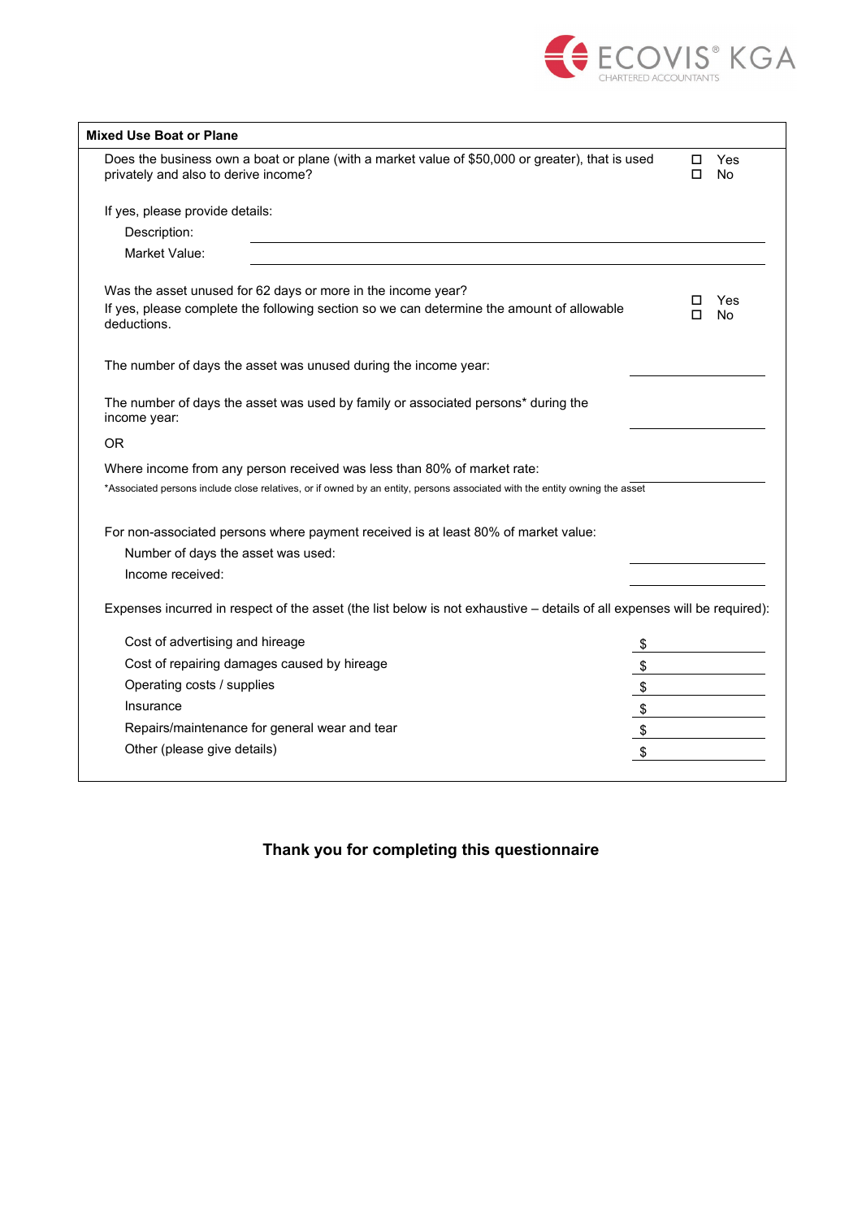| **Mixed Use Boat or Plane** | |
|---|---|
| Does the business own a boat or plane (with a market value of $50,000 or greater), that is used privately and also to derive income? | ☐ Yes ☐ No |
| If yes, please provide details: | |
| Description: | ____________ |
| Market Value: | ____________ |
| Was the asset unused for 62 days or more in the income year? If yes, please complete the following section so we can determine the amount of allowable deductions. | ☐ Yes ☐ No |
| The number of days the asset was unused during the income year: | ____________ |
| The number of days the asset was used by family or associated persons* during the income year: | ____________ |
| OR | |
| Where income from any person received was less than 80% of market rate: | ____________ |
| *Associated persons include close relatives, or if owned by an entity, persons associated with the entity owning the asset | |
| For non-associated persons where payment received is at least 80% of market value: | |
| Number of days the asset was used: | ____________ |
| Income received: | ____________ |
| Expenses incurred in respect of the asset (the list below is not exhaustive – details of all expenses will be required): | |
| Cost of advertising and hireage | $ ____________ |
| Cost of repairing damages caused by hireage | $ ____________ |
| Operating costs / supplies | $ ____________ |
| Insurance | $ ____________ |
| Repairs/maintenance for general wear and tear | $ ____________ |
| Other (please give details) | $ ____________ |

**Thank you for completing this questionnaire**